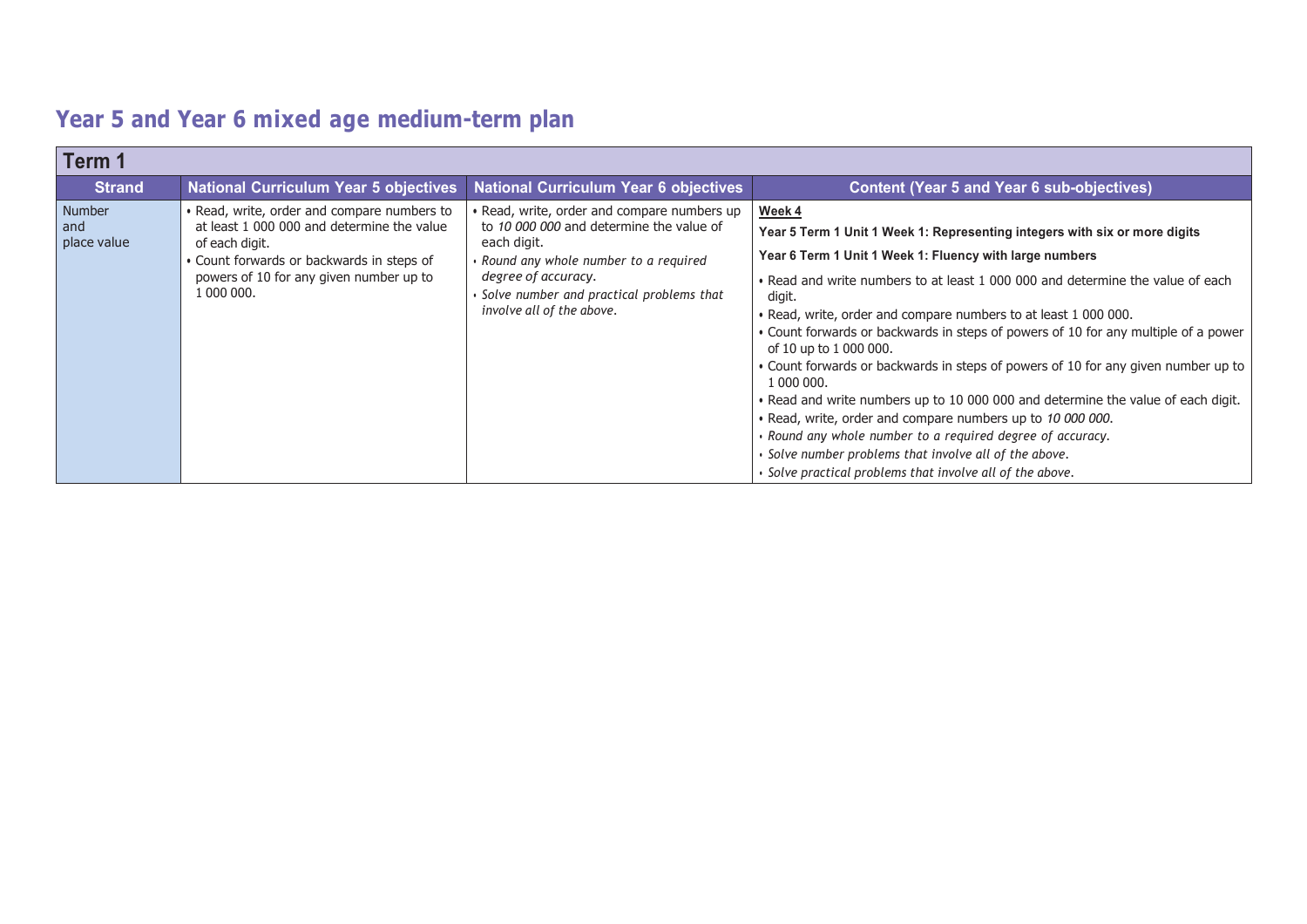# Year 5 and Year 6 mixed age medium-term plan

| Term 1 | | | |
|---|---|---|---|
| **Strand** | **National Curriculum Year 5 objectives** | **National Curriculum Year 6 objectives** | **Content (Year 5 and Year 6 sub-objectives)** |
| Number and place value | • Read, write, order and compare numbers to at least 1 000 000 and determine the value of each digit.<br>• Count forwards or backwards in steps of powers of 10 for any given number up to 1 000 000. | • Read, write, order and compare numbers up to *10 000 000* and determine the value of each digit.<br>• *Round any whole number to a required degree of accuracy.*<br>• *Solve number and practical problems that involve all of the above.* | <u>**Week 4**</u><br>**Year 5 Term 1 Unit 1 Week 1: Representing integers with six or more digits**<br>**Year 6 Term 1 Unit 1 Week 1: Fluency with large numbers**<br>• Read and write numbers to at least 1 000 000 and determine the value of each digit.<br>• Read, write, order and compare numbers to at least 1 000 000.<br>• Count forwards or backwards in steps of powers of 10 for any multiple of a power of 10 up to 1 000 000.<br>• Count forwards or backwards in steps of powers of 10 for any given number up to 1 000 000.<br>• Read and write numbers up to 10 000 000 and determine the value of each digit.<br>• Read, write, order and compare numbers up to *10 000 000.*<br>• *Round any whole number to a required degree of accuracy.*<br>• *Solve number problems that involve all of the above.*<br>• *Solve practical problems that involve all of the above.* |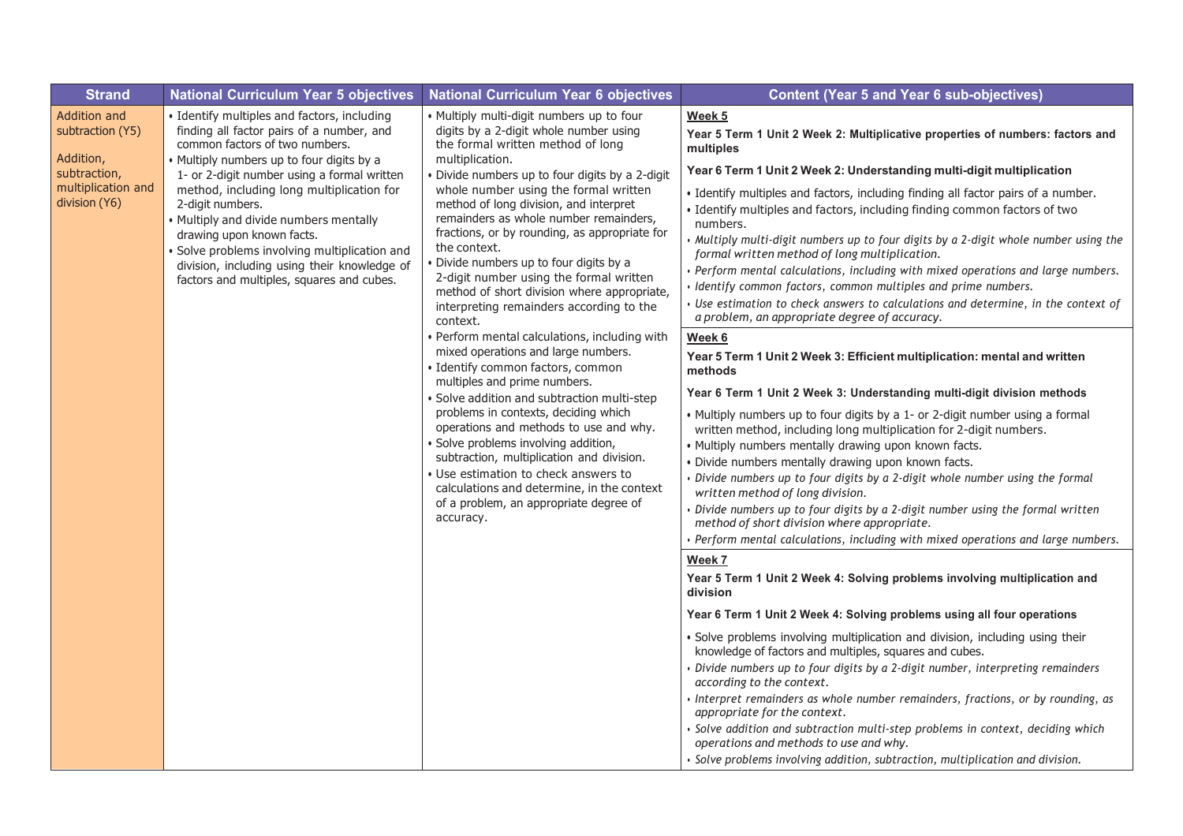| Strand | National Curriculum Year 5 objectives | National Curriculum Year 6 objectives | Content (Year 5 and Year 6 sub-objectives) |
|---|---|---|---|
| Addition and subtraction (Y5)<br><br>Addition, subtraction, multiplication and division (Y6) | • Identify multiples and factors, including finding all factor pairs of a number, and common factors of two numbers.<br>• Multiply numbers up to four digits by a 1- or 2-digit number using a formal written method, including long multiplication for 2-digit numbers.<br>• Multiply and divide numbers mentally drawing upon known facts.<br>• Solve problems involving multiplication and division, including using their knowledge of factors and multiples, squares and cubes. | • Multiply multi-digit numbers up to four digits by a 2-digit whole number using the formal written method of long multiplication.<br>• Divide numbers up to four digits by a 2-digit whole number using the formal written method of long division, and interpret remainders as whole number remainders, fractions, or by rounding, as appropriate for the context.<br>• Divide numbers up to four digits by a 2-digit number using the formal written method of short division where appropriate, interpreting remainders according to the context.<br>• Perform mental calculations, including with mixed operations and large numbers.<br>• Identify common factors, common multiples and prime numbers.<br>• Solve addition and subtraction multi-step problems in contexts, deciding which operations and methods to use and why.<br>• Solve problems involving addition, subtraction, multiplication and division.<br>• Use estimation to check answers to calculations and determine, in the context of a problem, an appropriate degree of accuracy. | **Week 5**<br>**Year 5 Term 1 Unit 2 Week 2: Multiplicative properties of numbers: factors and multiples**<br>**Year 6 Term 1 Unit 2 Week 2: Understanding multi-digit multiplication**<br>• Identify multiples and factors, including finding all factor pairs of a number.<br>• Identify multiples and factors, including finding common factors of two numbers.<br>• *Multiply multi-digit numbers up to four digits by a 2-digit whole number using the formal written method of long multiplication.*<br>• *Perform mental calculations, including with mixed operations and large numbers.*<br>• *Identify common factors, common multiples and prime numbers.*<br>• *Use estimation to check answers to calculations and determine, in the context of a problem, an appropriate degree of accuracy.*<br><br>**Week 6**<br>**Year 5 Term 1 Unit 2 Week 3: Efficient multiplication: mental and written methods**<br>**Year 6 Term 1 Unit 2 Week 3: Understanding multi-digit division methods**<br>• Multiply numbers up to four digits by a 1- or 2-digit number using a formal written method, including long multiplication for 2-digit numbers.<br>• Multiply numbers mentally drawing upon known facts.<br>• Divide numbers mentally drawing upon known facts.<br>• *Divide numbers up to four digits by a 2-digit whole number using the formal written method of long division.*<br>• *Divide numbers up to four digits by a 2-digit number using the formal written method of short division where appropriate.*<br>• *Perform mental calculations, including with mixed operations and large numbers.*<br><br>**Week 7**<br>**Year 5 Term 1 Unit 2 Week 4: Solving problems involving multiplication and division**<br>**Year 6 Term 1 Unit 2 Week 4: Solving problems using all four operations**<br>• Solve problems involving multiplication and division, including using their knowledge of factors and multiples, squares and cubes.<br>• *Divide numbers up to four digits by a 2-digit number, interpreting remainders according to the context.*<br>• *Interpret remainders as whole number remainders, fractions, or by rounding, as appropriate for the context.*<br>• *Solve addition and subtraction multi-step problems in context, deciding which operations and methods to use and why.*<br>• *Solve problems involving addition, subtraction, multiplication and division.* |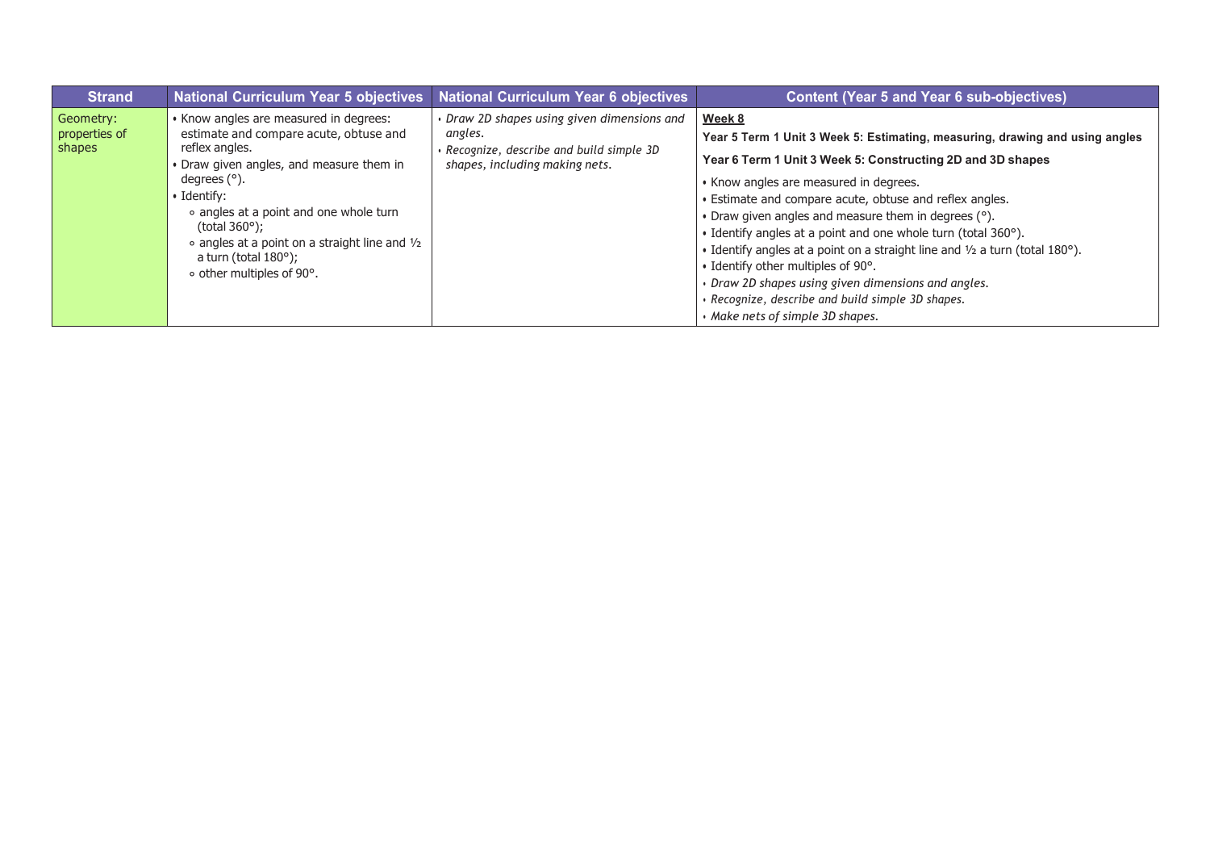| Strand | National Curriculum Year 5 objectives | National Curriculum Year 6 objectives | Content (Year 5 and Year 6 sub-objectives) |
|---|---|---|---|
| Geometry: properties of shapes | • Know angles are measured in degrees: estimate and compare acute, obtuse and reflex angles.<br>• Draw given angles, and measure them in degrees (°).<br>• Identify:<br>∘ angles at a point and one whole turn (total 360°);<br>∘ angles at a point on a straight line and ½ a turn (total 180°);<br>∘ other multiples of 90°. | • *Draw 2D shapes using given dimensions and angles.*<br>• *Recognize, describe and build simple 3D shapes, including making nets.* | **Week 8**<br>**Year 5 Term 1 Unit 3 Week 5: Estimating, measuring, drawing and using angles**<br>**Year 6 Term 1 Unit 3 Week 5: Constructing 2D and 3D shapes**<br>• Know angles are measured in degrees.<br>• Estimate and compare acute, obtuse and reflex angles.<br>• Draw given angles and measure them in degrees (°).<br>• Identify angles at a point and one whole turn (total 360°).<br>• Identify angles at a point on a straight line and ½ a turn (total 180°).<br>• Identify other multiples of 90°.<br>• *Draw 2D shapes using given dimensions and angles.*<br>• *Recognize, describe and build simple 3D shapes.*<br>• *Make nets of simple 3D shapes.* |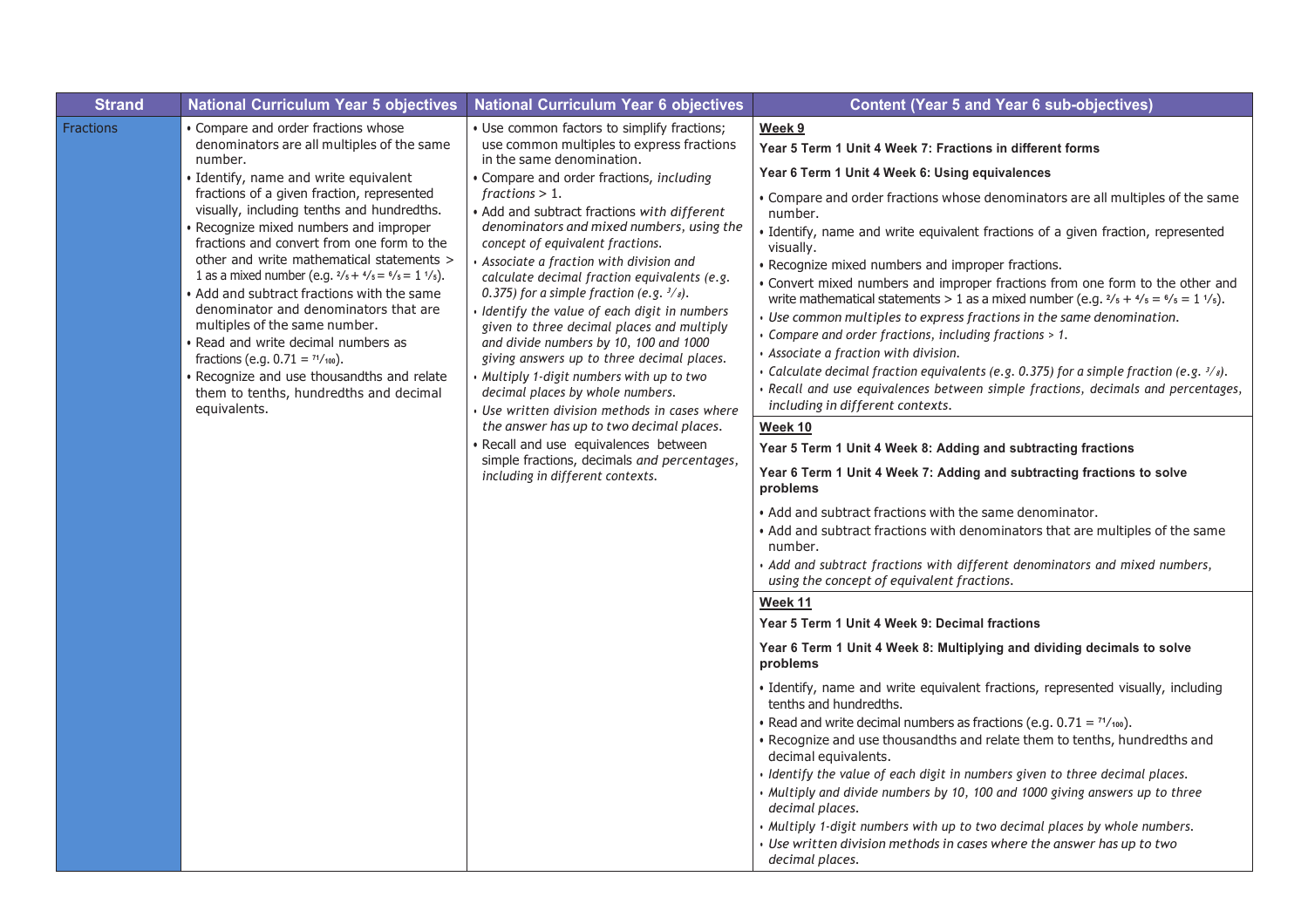| Strand | National Curriculum Year 5 objectives | National Curriculum Year 6 objectives | Content (Year 5 and Year 6 sub-objectives) |
|---|---|---|---|
| Fractions | • Compare and order fractions whose denominators are all multiples of the same number.<br>• Identify, name and write equivalent fractions of a given fraction, represented visually, including tenths and hundredths.<br>• Recognize mixed numbers and improper fractions and convert from one form to the other and write mathematical statements > 1 as a mixed number (e.g. $\frac{2}{5} + \frac{4}{5} = \frac{6}{5} = 1\frac{1}{5}$).<br>• Add and subtract fractions with the same denominator and denominators that are multiples of the same number.<br>• Read and write decimal numbers as fractions (e.g. $0.71 = \frac{71}{100}$).<br>• Recognize and use thousandths and relate them to tenths, hundredths and decimal equivalents. | • Use common factors to simplify fractions; use common multiples to express fractions in the same denomination.<br>• Compare and order fractions, *including fractions* > 1.<br>• Add and subtract fractions *with different denominators and mixed numbers, using the concept of equivalent fractions.*<br>• *Associate a fraction with division and calculate decimal fraction equivalents (e.g. 0.375) for a simple fraction (e.g.* $\frac{3}{8}$*).*<br>• *Identify the value of each digit in numbers given to three decimal places and multiply and divide numbers by 10, 100 and 1000 giving answers up to three decimal places.*<br>• *Multiply 1-digit numbers with up to two decimal places by whole numbers.*<br>• *Use written division methods in cases where the answer has up to two decimal places.*<br>• Recall and use equivalences between simple fractions, decimals *and percentages, including in different contexts.* | **Week 9**<br>**Year 5 Term 1 Unit 4 Week 7: Fractions in different forms**<br>**Year 6 Term 1 Unit 4 Week 6: Using equivalences**<br>• Compare and order fractions whose denominators are all multiples of the same number.<br>• Identify, name and write equivalent fractions of a given fraction, represented visually.<br>• Recognize mixed numbers and improper fractions.<br>• Convert mixed numbers and improper fractions from one form to the other and write mathematical statements > 1 as a mixed number (e.g. $\frac{2}{5} + \frac{4}{5} = \frac{6}{5} = 1\frac{1}{5}$).<br>• *Use common multiples to express fractions in the same denomination.*<br>• *Compare and order fractions, including fractions > 1.*<br>• *Associate a fraction with division.*<br>• *Calculate decimal fraction equivalents (e.g. 0.375) for a simple fraction (e.g.* $\frac{3}{8}$*).*<br>• *Recall and use equivalences between simple fractions, decimals and percentages, including in different contexts.* |
| | | | **Week 10**<br>**Year 5 Term 1 Unit 4 Week 8: Adding and subtracting fractions**<br>**Year 6 Term 1 Unit 4 Week 7: Adding and subtracting fractions to solve problems**<br>• Add and subtract fractions with the same denominator.<br>• Add and subtract fractions with denominators that are multiples of the same number.<br>• *Add and subtract fractions with different denominators and mixed numbers, using the concept of equivalent fractions.* |
| | | | **Week 11**<br>**Year 5 Term 1 Unit 4 Week 9: Decimal fractions**<br>**Year 6 Term 1 Unit 4 Week 8: Multiplying and dividing decimals to solve problems**<br>• Identify, name and write equivalent fractions, represented visually, including tenths and hundredths.<br>• Read and write decimal numbers as fractions (e.g. $0.71 = \frac{71}{100}$).<br>• Recognize and use thousandths and relate them to tenths, hundredths and decimal equivalents.<br>• *Identify the value of each digit in numbers given to three decimal places.*<br>• *Multiply and divide numbers by 10, 100 and 1000 giving answers up to three decimal places.*<br>• *Multiply 1-digit numbers with up to two decimal places by whole numbers.*<br>• *Use written division methods in cases where the answer has up to two decimal places.* |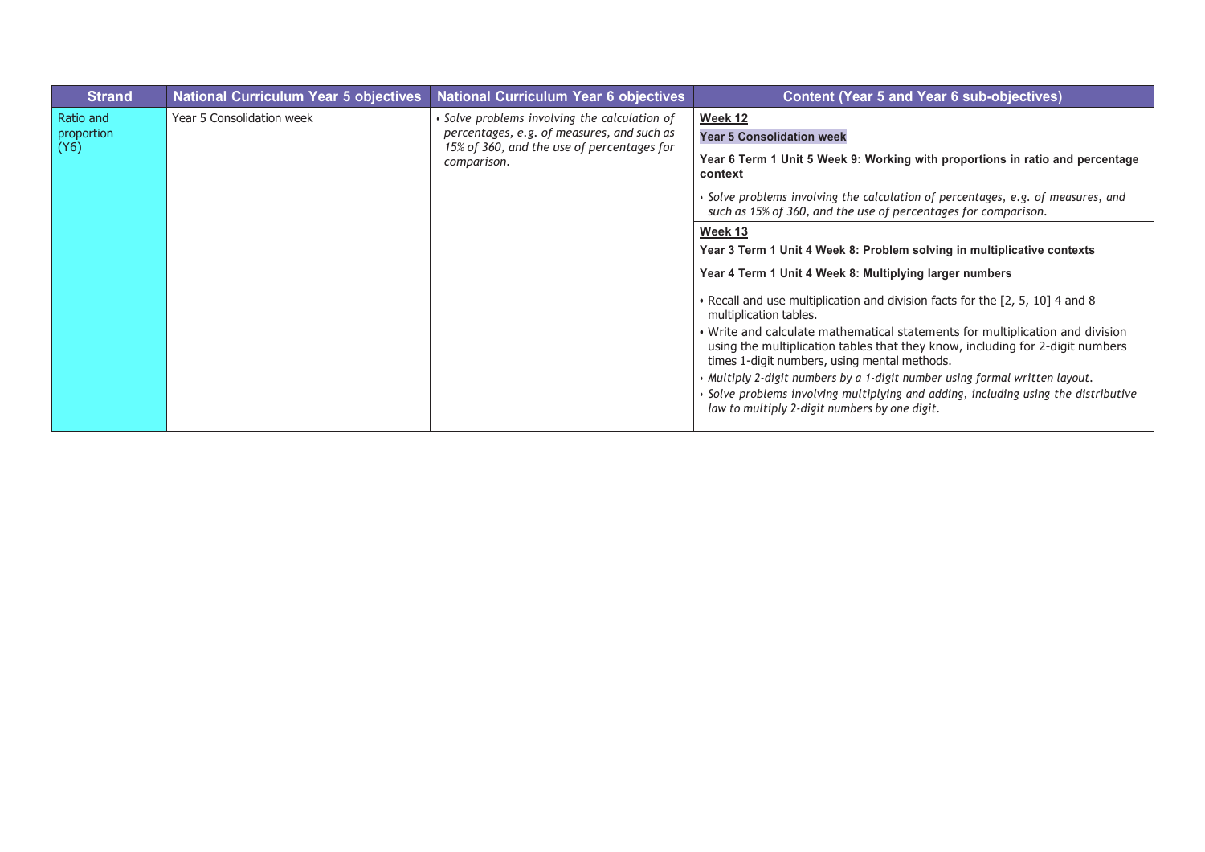| Strand | National Curriculum Year 5 objectives | National Curriculum Year 6 objectives | Content (Year 5 and Year 6 sub-objectives) |
| --- | --- | --- | --- |
| Ratio and proportion (Y6) | Year 5 Consolidation week | • *Solve problems involving the calculation of percentages, e.g. of measures, and such as 15% of 360, and the use of percentages for comparison.* | **Week 12**<br>**Year 5 Consolidation week**<br>**Year 6 Term 1 Unit 5 Week 9: Working with proportions in ratio and percentage context**<br>• *Solve problems involving the calculation of percentages, e.g. of measures, and such as 15% of 360, and the use of percentages for comparison.* |
| | | | **Week 13**<br>**Year 3 Term 1 Unit 4 Week 8: Problem solving in multiplicative contexts**<br>**Year 4 Term 1 Unit 4 Week 8: Multiplying larger numbers**<br>• Recall and use multiplication and division facts for the [2, 5, 10] 4 and 8 multiplication tables.<br>• Write and calculate mathematical statements for multiplication and division using the multiplication tables that they know, including for 2-digit numbers times 1-digit numbers, using mental methods.<br>• *Multiply 2-digit numbers by a 1-digit number using formal written layout.*<br>• *Solve problems involving multiplying and adding, including using the distributive law to multiply 2-digit numbers by one digit.* |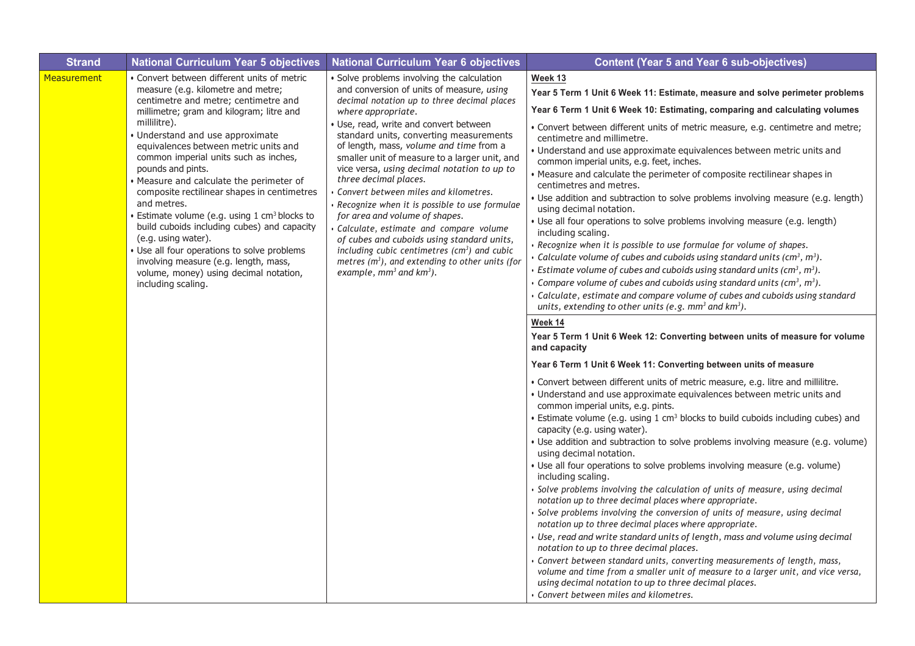| Strand | National Curriculum Year 5 objectives | National Curriculum Year 6 objectives | Content (Year 5 and Year 6 sub-objectives) |
|---|---|---|---|
| Measurement | • Convert between different units of metric measure (e.g. kilometre and metre; centimetre and metre; centimetre and millimetre; gram and kilogram; litre and millilitre).<br>• Understand and use approximate equivalences between metric units and common imperial units such as inches, pounds and pints.<br>• Measure and calculate the perimeter of composite rectilinear shapes in centimetres and metres.<br>• Estimate volume (e.g. using 1 $cm^3$ blocks to build cuboids including cubes) and capacity (e.g. using water).<br>• Use all four operations to solve problems involving measure (e.g. length, mass, volume, money) using decimal notation, including scaling. | • Solve problems involving the calculation and conversion of units of measure, *using decimal notation up to three decimal places where appropriate*.<br>• Use, read, write and convert between standard units, converting measurements of length, mass, *volume and time* from a smaller unit of measure to a larger unit, and vice versa, *using decimal notation to up to three decimal places*.<br>• *Convert between miles and kilometres.*<br>• *Recognize when it is possible to use formulae for area and volume of shapes.*<br>• *Calculate, estimate and compare volume of cubes and cuboids using standard units, including cubic centimetres ($cm^3$) and cubic metres ($m^3$), and extending to other units (for example, $mm^3$ and $km^3$).* | **Week 13**<br>**Year 5 Term 1 Unit 6 Week 11: Estimate, measure and solve perimeter problems**<br>**Year 6 Term 1 Unit 6 Week 10: Estimating, comparing and calculating volumes**<br>• Convert between different units of metric measure, e.g. centimetre and metre; centimetre and millimetre.<br>• Understand and use approximate equivalences between metric units and common imperial units, e.g. feet, inches.<br>• Measure and calculate the perimeter of composite rectilinear shapes in centimetres and metres.<br>• Use addition and subtraction to solve problems involving measure (e.g. length) using decimal notation.<br>• Use all four operations to solve problems involving measure (e.g. length) including scaling.<br>• *Recognize when it is possible to use formulae for volume of shapes.*<br>• *Calculate volume of cubes and cuboids using standard units ($cm^3$, $m^3$).*<br>• *Estimate volume of cubes and cuboids using standard units ($cm^3$, $m^3$).*<br>• *Compare volume of cubes and cuboids using standard units ($cm^3$, $m^3$).*<br>• *Calculate, estimate and compare volume of cubes and cuboids using standard units, extending to other units (e.g. $mm^3$ and $km^3$).* |
| | | | **Week 14**<br>**Year 5 Term 1 Unit 6 Week 12: Converting between units of measure for volume and capacity**<br>**Year 6 Term 1 Unit 6 Week 11: Converting between units of measure**<br>• Convert between different units of metric measure, e.g. litre and millilitre.<br>• Understand and use approximate equivalences between metric units and common imperial units, e.g. pints.<br>• Estimate volume (e.g. using 1 $cm^3$ blocks to build cuboids including cubes) and capacity (e.g. using water).<br>• Use addition and subtraction to solve problems involving measure (e.g. volume) using decimal notation.<br>• Use all four operations to solve problems involving measure (e.g. volume) including scaling.<br>• *Solve problems involving the calculation of units of measure, using decimal notation up to three decimal places where appropriate.*<br>• *Solve problems involving the conversion of units of measure, using decimal notation up to three decimal places where appropriate.*<br>• *Use, read and write standard units of length, mass and volume using decimal notation to up to three decimal places.*<br>• *Convert between standard units, converting measurements of length, mass, volume and time from a smaller unit of measure to a larger unit, and vice versa, using decimal notation to up to three decimal places.*<br>• *Convert between miles and kilometres.* |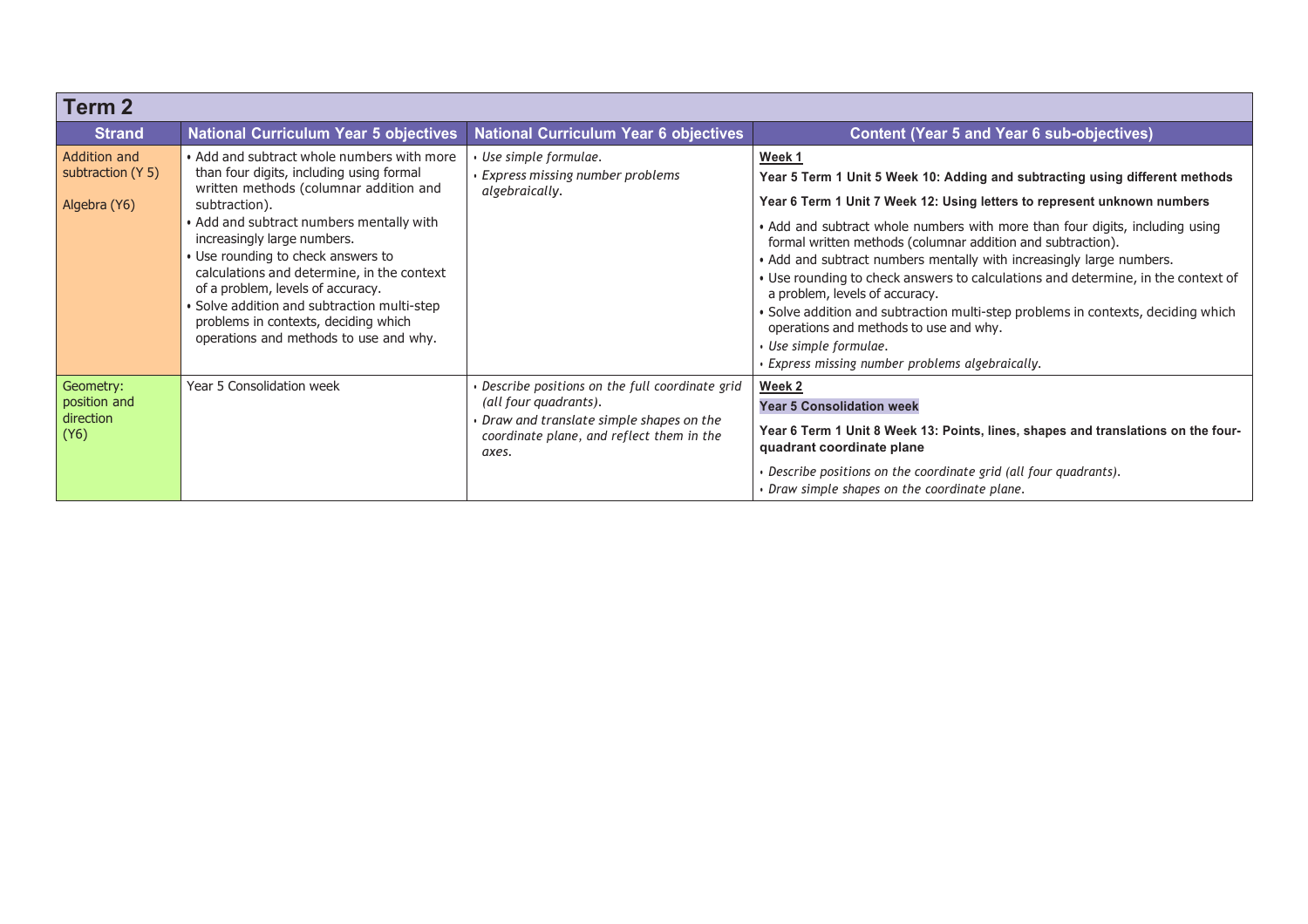## Term 2

| Strand | National Curriculum Year 5 objectives | National Curriculum Year 6 objectives | Content (Year 5 and Year 6 sub-objectives) |
|---|---|---|---|
| Addition and subtraction (Y 5)<br><br>Algebra (Y6) | • Add and subtract whole numbers with more than four digits, including using formal written methods (columnar addition and subtraction).<br>• Add and subtract numbers mentally with increasingly large numbers.<br>• Use rounding to check answers to calculations and determine, in the context of a problem, levels of accuracy.<br>• Solve addition and subtraction multi-step problems in contexts, deciding which operations and methods to use and why. | • *Use simple formulae.*<br>• *Express missing number problems algebraically.* | **Week 1**<br>**Year 5 Term 1 Unit 5 Week 10: Adding and subtracting using different methods**<br>**Year 6 Term 1 Unit 7 Week 12: Using letters to represent unknown numbers**<br>• Add and subtract whole numbers with more than four digits, including using formal written methods (columnar addition and subtraction).<br>• Add and subtract numbers mentally with increasingly large numbers.<br>• Use rounding to check answers to calculations and determine, in the context of a problem, levels of accuracy.<br>• Solve addition and subtraction multi-step problems in contexts, deciding which operations and methods to use and why.<br>• *Use simple formulae.*<br>• *Express missing number problems algebraically.* |
| Geometry: position and direction (Y6) | Year 5 Consolidation week | • *Describe positions on the full coordinate grid (all four quadrants).*<br>• *Draw and translate simple shapes on the coordinate plane, and reflect them in the axes.* | **Week 2**<br>**Year 5 Consolidation week**<br>**Year 6 Term 1 Unit 8 Week 13: Points, lines, shapes and translations on the four-quadrant coordinate plane**<br>• *Describe positions on the coordinate grid (all four quadrants).*<br>• *Draw simple shapes on the coordinate plane.* |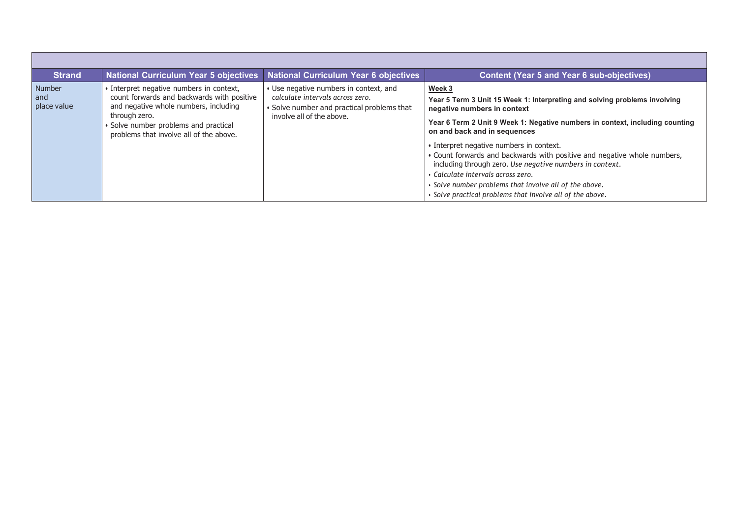| Strand | National Curriculum Year 5 objectives | National Curriculum Year 6 objectives | Content (Year 5 and Year 6 sub-objectives) |
|---|---|---|---|
| Number and place value | • Interpret negative numbers in context, count forwards and backwards with positive and negative whole numbers, including through zero.<br>• Solve number problems and practical problems that involve all of the above. | • Use negative numbers in context, and *calculate intervals across zero*.<br>• Solve number and practical problems that involve all of the above. | **Week 3**<br>**Year 5 Term 3 Unit 15 Week 1: Interpreting and solving problems involving negative numbers in context**<br>**Year 6 Term 2 Unit 9 Week 1: Negative numbers in context, including counting on and back and in sequences**<br>• Interpret negative numbers in context.<br>• Count forwards and backwards with positive and negative whole numbers, including through zero. *Use negative numbers in context.*<br>• *Calculate intervals across zero.*<br>• *Solve number problems that involve all of the above.*<br>• *Solve practical problems that involve all of the above.* |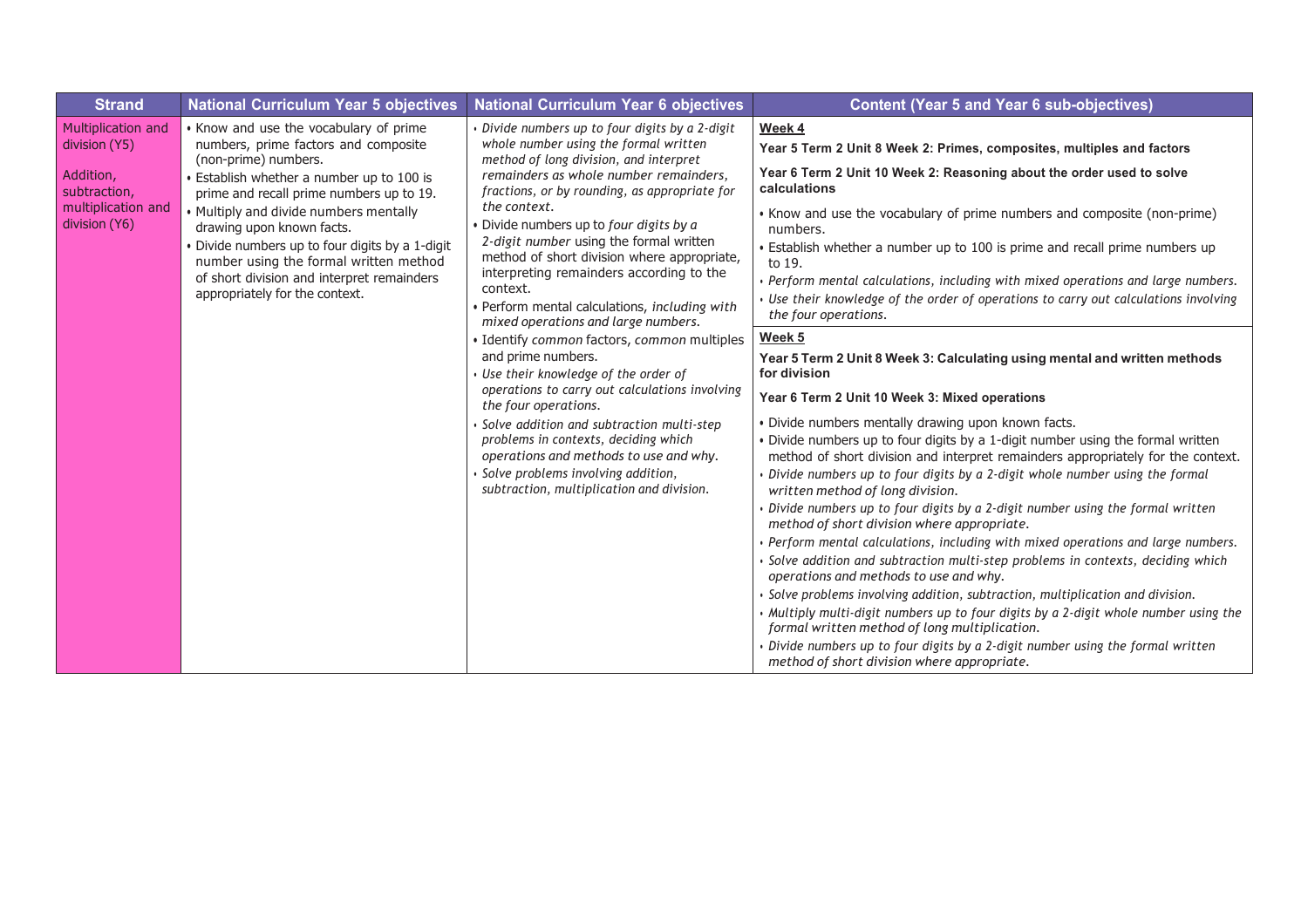| Strand | National Curriculum Year 5 objectives | National Curriculum Year 6 objectives | Content (Year 5 and Year 6 sub-objectives) |
|---|---|---|---|
| Multiplication and division (Y5)<br><br>Addition, subtraction, multiplication and division (Y6) | • Know and use the vocabulary of prime numbers, prime factors and composite (non-prime) numbers.<br>• Establish whether a number up to 100 is prime and recall prime numbers up to 19.<br>• Multiply and divide numbers mentally drawing upon known facts.<br>• Divide numbers up to four digits by a 1-digit number using the formal written method of short division and interpret remainders appropriately for the context. | • *Divide numbers up to four digits by a 2-digit whole number using the formal written method of long division, and interpret remainders as whole number remainders, fractions, or by rounding, as appropriate for the context.*<br>• Divide numbers up to *four digits by a 2-digit number* using the formal written method of short division where appropriate, interpreting remainders according to the context.<br>• Perform mental calculations, *including with mixed operations and large numbers.*<br>• Identify *common* factors, *common* multiples and prime numbers.<br>• *Use their knowledge of the order of operations to carry out calculations involving the four operations.*<br>• *Solve addition and subtraction multi-step problems in contexts, deciding which operations and methods to use and why.*<br>• *Solve problems involving addition, subtraction, multiplication and division.* | **<u>Week 4</u>**<br>**Year 5 Term 2 Unit 8 Week 2: Primes, composites, multiples and factors**<br>**Year 6 Term 2 Unit 10 Week 2: Reasoning about the order used to solve calculations**<br>• Know and use the vocabulary of prime numbers and composite (non-prime) numbers.<br>• Establish whether a number up to 100 is prime and recall prime numbers up to 19.<br>• *Perform mental calculations, including with mixed operations and large numbers.*<br>• *Use their knowledge of the order of operations to carry out calculations involving the four operations.*<br><br>**<u>Week 5</u>**<br>**Year 5 Term 2 Unit 8 Week 3: Calculating using mental and written methods for division**<br>**Year 6 Term 2 Unit 10 Week 3: Mixed operations**<br>• Divide numbers mentally drawing upon known facts.<br>• Divide numbers up to four digits by a 1-digit number using the formal written method of short division and interpret remainders appropriately for the context.<br>• *Divide numbers up to four digits by a 2-digit whole number using the formal written method of long division.*<br>• *Divide numbers up to four digits by a 2-digit number using the formal written method of short division where appropriate.*<br>• *Perform mental calculations, including with mixed operations and large numbers.*<br>• *Solve addition and subtraction multi-step problems in contexts, deciding which operations and methods to use and why.*<br>• *Solve problems involving addition, subtraction, multiplication and division.*<br>• *Multiply multi-digit numbers up to four digits by a 2-digit whole number using the formal written method of long multiplication.*<br>• *Divide numbers up to four digits by a 2-digit number using the formal written method of short division where appropriate.* |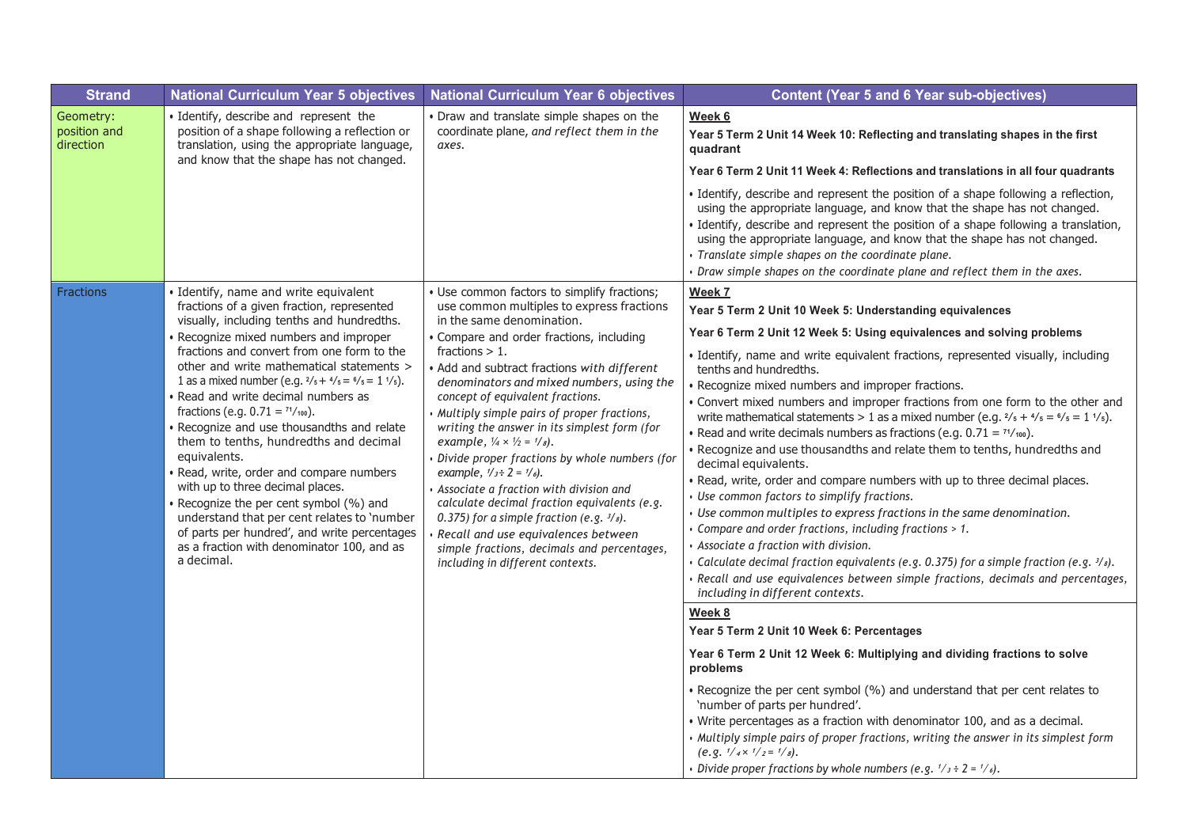| Strand | National Curriculum Year 5 objectives | National Curriculum Year 6 objectives | Content (Year 5 and 6 Year sub-objectives) |
|---|---|---|---|
| Geometry: position and direction | • Identify, describe and represent the position of a shape following a reflection or translation, using the appropriate language, and know that the shape has not changed. | • Draw and translate simple shapes on the coordinate plane, *and reflect them in the axes.* | **Week 6**<br>**Year 5 Term 2 Unit 14 Week 10: Reflecting and translating shapes in the first quadrant**<br>**Year 6 Term 2 Unit 11 Week 4: Reflections and translations in all four quadrants**<br>• Identify, describe and represent the position of a shape following a reflection, using the appropriate language, and know that the shape has not changed.<br>• Identify, describe and represent the position of a shape following a translation, using the appropriate language, and know that the shape has not changed.<br>• *Translate simple shapes on the coordinate plane.*<br>• *Draw simple shapes on the coordinate plane and reflect them in the axes.* |
| Fractions | • Identify, name and write equivalent fractions of a given fraction, represented visually, including tenths and hundredths.<br>• Recognize mixed numbers and improper fractions and convert from one form to the other and write mathematical statements > 1 as a mixed number (e.g. $\frac{2}{5} + \frac{4}{5} = \frac{6}{5} = 1\frac{1}{5}$).<br>• Read and write decimal numbers as fractions (e.g. $0.71 = \frac{71}{100}$).<br>• Recognize and use thousandths and relate them to tenths, hundredths and decimal equivalents.<br>• Read, write, order and compare numbers with up to three decimal places.<br>• Recognize the per cent symbol (%) and understand that per cent relates to 'number of parts per hundred', and write percentages as a fraction with denominator 100, and as a decimal. | • Use common factors to simplify fractions; use common multiples to express fractions in the same denomination.<br>• Compare and order fractions, including fractions > 1.<br>• Add and subtract fractions *with different denominators and mixed numbers, using the concept of equivalent fractions.*<br>• *Multiply simple pairs of proper fractions, writing the answer in its simplest form (for example, $\frac{1}{4} \times \frac{1}{2} = \frac{1}{8}$).*<br>• *Divide proper fractions by whole numbers (for example, $\frac{1}{3} \div 2 = \frac{1}{6}$).*<br>• *Associate a fraction with division and calculate decimal fraction equivalents (e.g. 0.375) for a simple fraction (e.g. $\frac{3}{8}$).*<br>• *Recall and use equivalences between simple fractions, decimals and percentages, including in different contexts.* | **Week 7**<br>**Year 5 Term 2 Unit 10 Week 5: Understanding equivalences**<br>**Year 6 Term 2 Unit 12 Week 5: Using equivalences and solving problems**<br>• Identify, name and write equivalent fractions, represented visually, including tenths and hundredths.<br>• Recognize mixed numbers and improper fractions.<br>• Convert mixed numbers and improper fractions from one form to the other and write mathematical statements > 1 as a mixed number (e.g. $\frac{2}{5} + \frac{4}{5} = \frac{6}{5} = 1\frac{1}{5}$).<br>• Read and write decimals numbers as fractions (e.g. $0.71 = \frac{71}{100}$).<br>• Recognize and use thousandths and relate them to tenths, hundredths and decimal equivalents.<br>• Read, write, order and compare numbers with up to three decimal places.<br>• *Use common factors to simplify fractions.*<br>• *Use common multiples to express fractions in the same denomination.*<br>• *Compare and order fractions, including fractions > 1.*<br>• *Associate a fraction with division.*<br>• *Calculate decimal fraction equivalents (e.g. 0.375) for a simple fraction (e.g. $\frac{3}{8}$).*<br>• *Recall and use equivalences between simple fractions, decimals and percentages, including in different contexts.*<br>**Week 8**<br>**Year 5 Term 2 Unit 10 Week 6: Percentages**<br>**Year 6 Term 2 Unit 12 Week 6: Multiplying and dividing fractions to solve problems**<br>• Recognize the per cent symbol (%) and understand that per cent relates to 'number of parts per hundred'.<br>• Write percentages as a fraction with denominator 100, and as a decimal.<br>• *Multiply simple pairs of proper fractions, writing the answer in its simplest form (e.g. $\frac{1}{4} \times \frac{1}{2} = \frac{1}{8}$).*<br>• *Divide proper fractions by whole numbers (e.g. $\frac{1}{3} \div 2 = \frac{1}{6}$).* |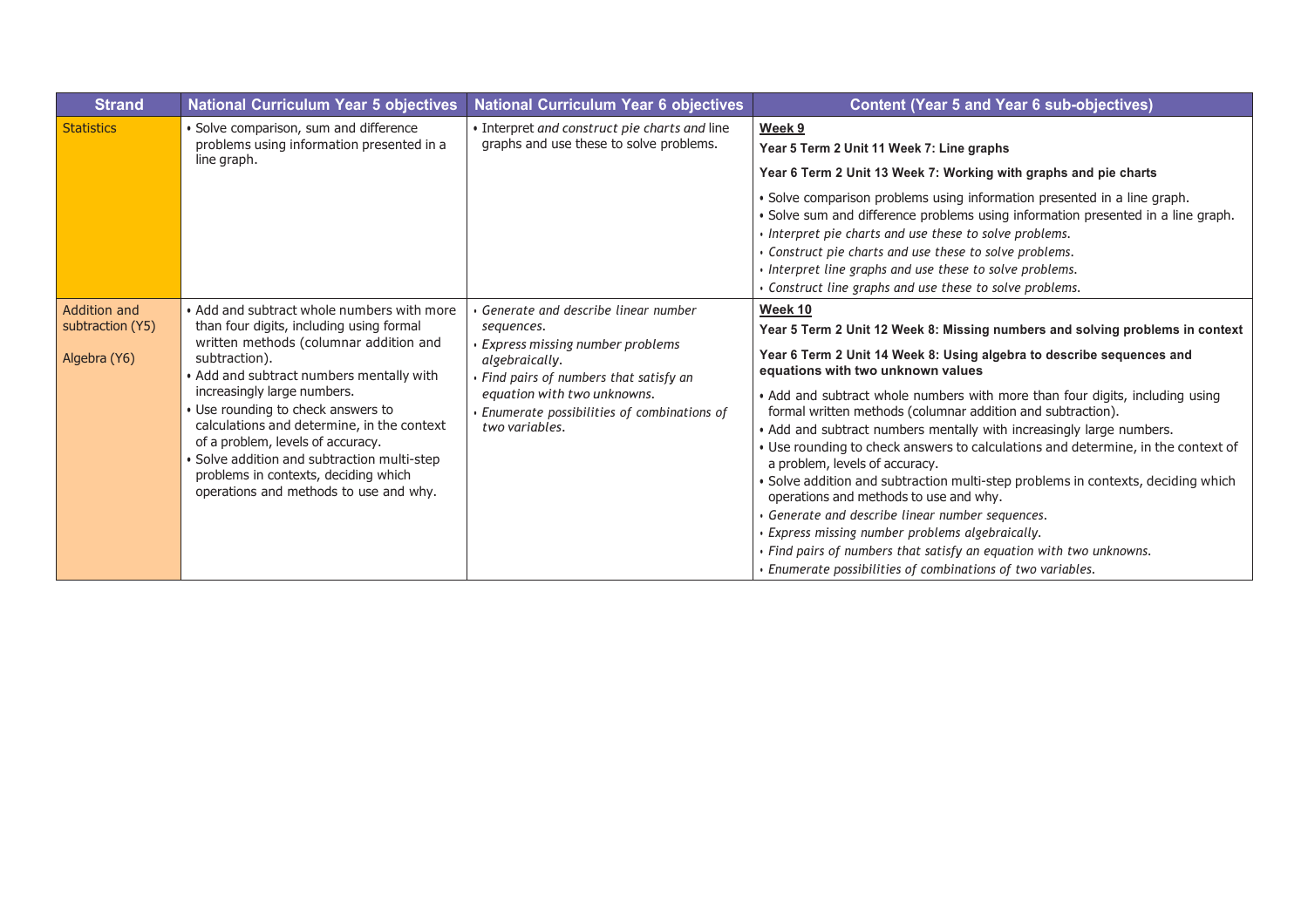| Strand | National Curriculum Year 5 objectives | National Curriculum Year 6 objectives | Content (Year 5 and Year 6 sub-objectives) |
|---|---|---|---|
| Statistics | • Solve comparison, sum and difference problems using information presented in a line graph. | • Interpret *and construct pie charts and* line graphs and use these to solve problems. | **Week 9**<br>**Year 5 Term 2 Unit 11 Week 7: Line graphs**<br>**Year 6 Term 2 Unit 13 Week 7: Working with graphs and pie charts**<br>• Solve comparison problems using information presented in a line graph.<br>• Solve sum and difference problems using information presented in a line graph.<br>• *Interpret pie charts and use these to solve problems.*<br>• *Construct pie charts and use these to solve problems.*<br>• *Interpret line graphs and use these to solve problems.*<br>• *Construct line graphs and use these to solve problems.* |
| Addition and subtraction (Y5)<br><br>Algebra (Y6) | • Add and subtract whole numbers with more than four digits, including using formal written methods (columnar addition and subtraction).<br>• Add and subtract numbers mentally with increasingly large numbers.<br>• Use rounding to check answers to calculations and determine, in the context of a problem, levels of accuracy.<br>• Solve addition and subtraction multi-step problems in contexts, deciding which operations and methods to use and why. | • *Generate and describe linear number sequences.*<br>• *Express missing number problems algebraically.*<br>• *Find pairs of numbers that satisfy an equation with two unknowns.*<br>• *Enumerate possibilities of combinations of two variables.* | **Week 10**<br>**Year 5 Term 2 Unit 12 Week 8: Missing numbers and solving problems in context**<br>**Year 6 Term 2 Unit 14 Week 8: Using algebra to describe sequences and equations with two unknown values**<br>• Add and subtract whole numbers with more than four digits, including using formal written methods (columnar addition and subtraction).<br>• Add and subtract numbers mentally with increasingly large numbers.<br>• Use rounding to check answers to calculations and determine, in the context of a problem, levels of accuracy.<br>• Solve addition and subtraction multi-step problems in contexts, deciding which operations and methods to use and why.<br>• *Generate and describe linear number sequences.*<br>• *Express missing number problems algebraically.*<br>• *Find pairs of numbers that satisfy an equation with two unknowns.*<br>• *Enumerate possibilities of combinations of two variables.* |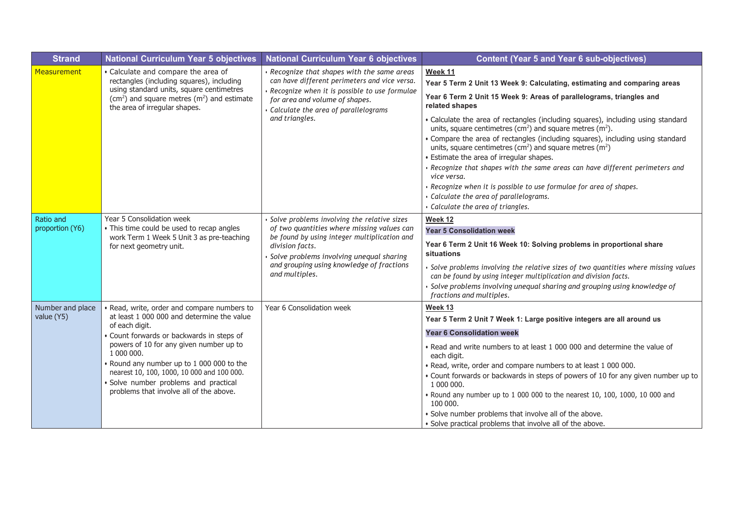| Strand | National Curriculum Year 5 objectives | National Curriculum Year 6 objectives | Content (Year 5 and Year 6 sub-objectives) |
|---|---|---|---|
| Measurement | • Calculate and compare the area of rectangles (including squares), including using standard units, square centimetres ($cm^2$) and square metres ($m^2$) and estimate the area of irregular shapes. | • *Recognize that shapes with the same areas can have different perimeters and vice versa.*<br>• *Recognize when it is possible to use formulae for area and volume of shapes.*<br>• *Calculate the area of parallelograms and triangles.* | **Week 11**<br>**Year 5 Term 2 Unit 13 Week 9: Calculating, estimating and comparing areas**<br>**Year 6 Term 2 Unit 15 Week 9: Areas of parallelograms, triangles and related shapes**<br>• Calculate the area of rectangles (including squares), including using standard units, square centimetres ($cm^2$) and square metres ($m^2$).<br>• Compare the area of rectangles (including squares), including using standard units, square centimetres ($cm^2$) and square metres ($m^2$)<br>• Estimate the area of irregular shapes.<br>• *Recognize that shapes with the same areas can have different perimeters and vice versa.*<br>• *Recognize when it is possible to use formulae for area of shapes.*<br>• *Calculate the area of parallelograms.*<br>• *Calculate the area of triangles.* |
| Ratio and proportion (Y6) | Year 5 Consolidation week<br>• This time could be used to recap angles work Term 1 Week 5 Unit 3 as pre-teaching for next geometry unit. | • *Solve problems involving the relative sizes of two quantities where missing values can be found by using integer multiplication and division facts.*<br>• *Solve problems involving unequal sharing and grouping using knowledge of fractions and multiples.* | **Week 12**<br>**Year 5 Consolidation week**<br>**Year 6 Term 2 Unit 16 Week 10: Solving problems in proportional share situations**<br>• *Solve problems involving the relative sizes of two quantities where missing values can be found by using integer multiplication and division facts.*<br>• *Solve problems involving unequal sharing and grouping using knowledge of fractions and multiples.* |
| Number and place value (Y5) | • Read, write, order and compare numbers to at least 1 000 000 and determine the value of each digit.<br>• Count forwards or backwards in steps of powers of 10 for any given number up to 1 000 000.<br>• Round any number up to 1 000 000 to the nearest 10, 100, 1000, 10 000 and 100 000.<br>• Solve number problems and practical problems that involve all of the above. | Year 6 Consolidation week | **Week 13**<br>**Year 5 Term 2 Unit 7 Week 1: Large positive integers are all around us**<br>**Year 6 Consolidation week**<br>• Read and write numbers to at least 1 000 000 and determine the value of each digit.<br>• Read, write, order and compare numbers to at least 1 000 000.<br>• Count forwards or backwards in steps of powers of 10 for any given number up to 1 000 000.<br>• Round any number up to 1 000 000 to the nearest 10, 100, 1000, 10 000 and 100 000.<br>• Solve number problems that involve all of the above.<br>• Solve practical problems that involve all of the above. |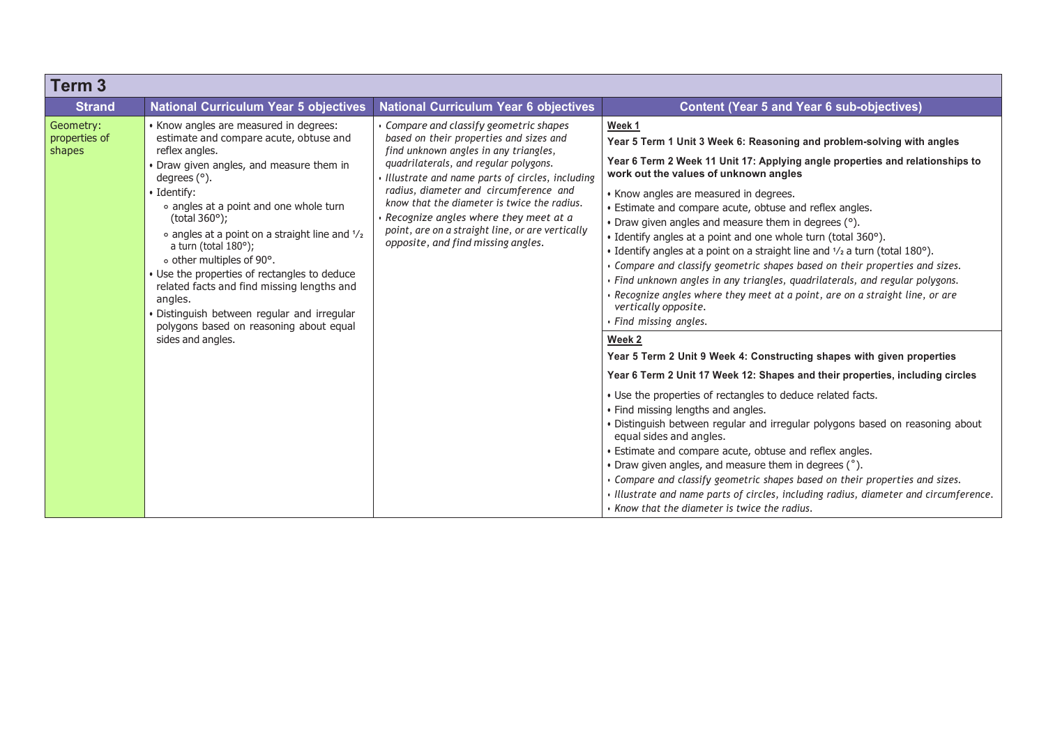## Term 3

| Strand | National Curriculum Year 5 objectives | National Curriculum Year 6 objectives | Content (Year 5 and Year 6 sub-objectives) |
|---|---|---|---|
| Geometry: properties of shapes | • Know angles are measured in degrees: estimate and compare acute, obtuse and reflex angles.<br>• Draw given angles, and measure them in degrees (°).<br>• Identify:<br>∘ angles at a point and one whole turn (total 360°);<br>∘ angles at a point on a straight line and ½ a turn (total 180°);<br>∘ other multiples of 90°.<br>• Use the properties of rectangles to deduce related facts and find missing lengths and angles.<br>• Distinguish between regular and irregular polygons based on reasoning about equal sides and angles. | • *Compare and classify geometric shapes based on their properties and sizes and find unknown angles in any triangles, quadrilaterals, and regular polygons.*<br>• *Illustrate and name parts of circles, including radius, diameter and circumference and know that the diameter is twice the radius.*<br>• *Recognize angles where they meet at a point, are on a straight line, or are vertically opposite, and find missing angles.* | **Week 1**<br>**Year 5 Term 1 Unit 3 Week 6: Reasoning and problem-solving with angles**<br>**Year 6 Term 2 Week 11 Unit 17: Applying angle properties and relationships to work out the values of unknown angles**<br>• Know angles are measured in degrees.<br>• Estimate and compare acute, obtuse and reflex angles.<br>• Draw given angles and measure them in degrees (°).<br>• Identify angles at a point and one whole turn (total 360°).<br>• Identify angles at a point on a straight line and ½ a turn (total 180°).<br>• *Compare and classify geometric shapes based on their properties and sizes.*<br>• *Find unknown angles in any triangles, quadrilaterals, and regular polygons.*<br>• *Recognize angles where they meet at a point, are on a straight line, or are vertically opposite.*<br>• *Find missing angles.* |
| | | | **Week 2**<br>**Year 5 Term 2 Unit 9 Week 4: Constructing shapes with given properties**<br>**Year 6 Term 2 Unit 17 Week 12: Shapes and their properties, including circles**<br>• Use the properties of rectangles to deduce related facts.<br>• Find missing lengths and angles.<br>• Distinguish between regular and irregular polygons based on reasoning about equal sides and angles.<br>• Estimate and compare acute, obtuse and reflex angles.<br>• Draw given angles, and measure them in degrees (°).<br>• *Compare and classify geometric shapes based on their properties and sizes.*<br>• *Illustrate and name parts of circles, including radius, diameter and circumference.*<br>• *Know that the diameter is twice the radius.* |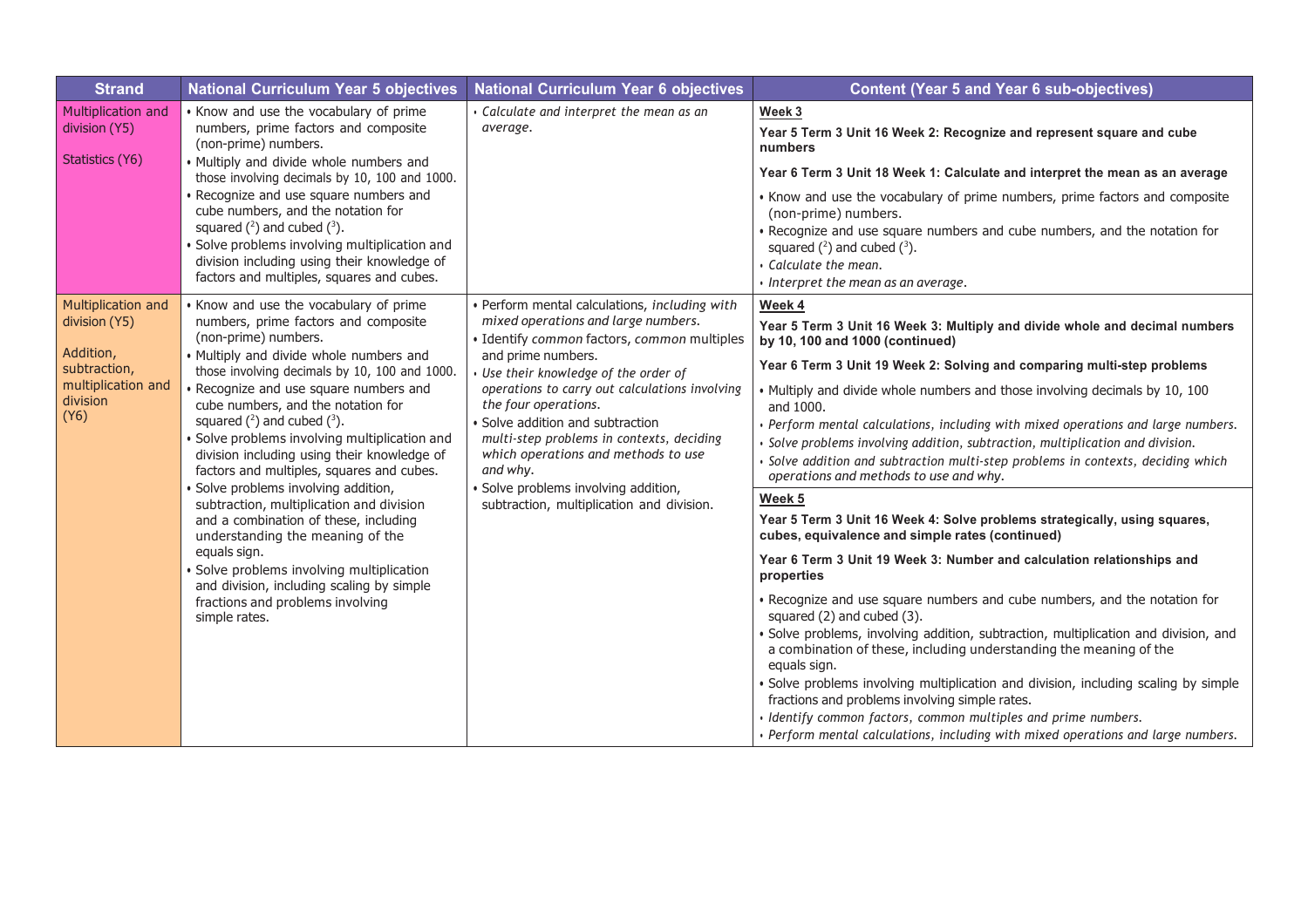| Strand | National Curriculum Year 5 objectives | National Curriculum Year 6 objectives | Content (Year 5 and Year 6 sub-objectives) |
|---|---|---|---|
| Multiplication and division (Y5)<br><br>Statistics (Y6) | • Know and use the vocabulary of prime numbers, prime factors and composite (non-prime) numbers.<br>• Multiply and divide whole numbers and those involving decimals by 10, 100 and 1000.<br>• Recognize and use square numbers and cube numbers, and the notation for squared ($^2$) and cubed ($^3$).<br>• Solve problems involving multiplication and division including using their knowledge of factors and multiples, squares and cubes. | • *Calculate and interpret the mean as an average.* | **Week 3**<br>**Year 5 Term 3 Unit 16 Week 2: Recognize and represent square and cube numbers**<br>**Year 6 Term 3 Unit 18 Week 1: Calculate and interpret the mean as an average**<br>• Know and use the vocabulary of prime numbers, prime factors and composite (non-prime) numbers.<br>• Recognize and use square numbers and cube numbers, and the notation for squared ($^2$) and cubed ($^3$).<br>• *Calculate the mean.*<br>• *Interpret the mean as an average.* |
| Multiplication and division (Y5)<br><br>Addition, subtraction, multiplication and division (Y6) | • Know and use the vocabulary of prime numbers, prime factors and composite (non-prime) numbers.<br>• Multiply and divide whole numbers and those involving decimals by 10, 100 and 1000.<br>• Recognize and use square numbers and cube numbers, and the notation for squared ($^2$) and cubed ($^3$).<br>• Solve problems involving multiplication and division including using their knowledge of factors and multiples, squares and cubes.<br>• Solve problems involving addition, subtraction, multiplication and division and a combination of these, including understanding the meaning of the equals sign.<br>• Solve problems involving multiplication and division, including scaling by simple fractions and problems involving simple rates. | • Perform mental calculations, *including with mixed operations and large numbers.*<br>• Identify *common* factors, *common* multiples and prime numbers.<br>• *Use their knowledge of the order of operations to carry out calculations involving the four operations.*<br>• Solve addition and subtraction *multi-step problems in contexts, deciding which operations and methods to use and why.*<br>• Solve problems involving addition, subtraction, multiplication and division. | **Week 4**<br>**Year 5 Term 3 Unit 16 Week 3: Multiply and divide whole and decimal numbers by 10, 100 and 1000 (continued)**<br>**Year 6 Term 3 Unit 19 Week 2: Solving and comparing multi-step problems**<br>• Multiply and divide whole numbers and those involving decimals by 10, 100 and 1000.<br>• *Perform mental calculations, including with mixed operations and large numbers.*<br>• *Solve problems involving addition, subtraction, multiplication and division.*<br>• *Solve addition and subtraction multi-step problems in contexts, deciding which operations and methods to use and why.*<br><br>**Week 5**<br>**Year 5 Term 3 Unit 16 Week 4: Solve problems strategically, using squares, cubes, equivalence and simple rates (continued)**<br>**Year 6 Term 3 Unit 19 Week 3: Number and calculation relationships and properties**<br>• Recognize and use square numbers and cube numbers, and the notation for squared (2) and cubed (3).<br>• Solve problems, involving addition, subtraction, multiplication and division, and a combination of these, including understanding the meaning of the equals sign.<br>• Solve problems involving multiplication and division, including scaling by simple fractions and problems involving simple rates.<br>• *Identify common factors, common multiples and prime numbers.*<br>• *Perform mental calculations, including with mixed operations and large numbers.* |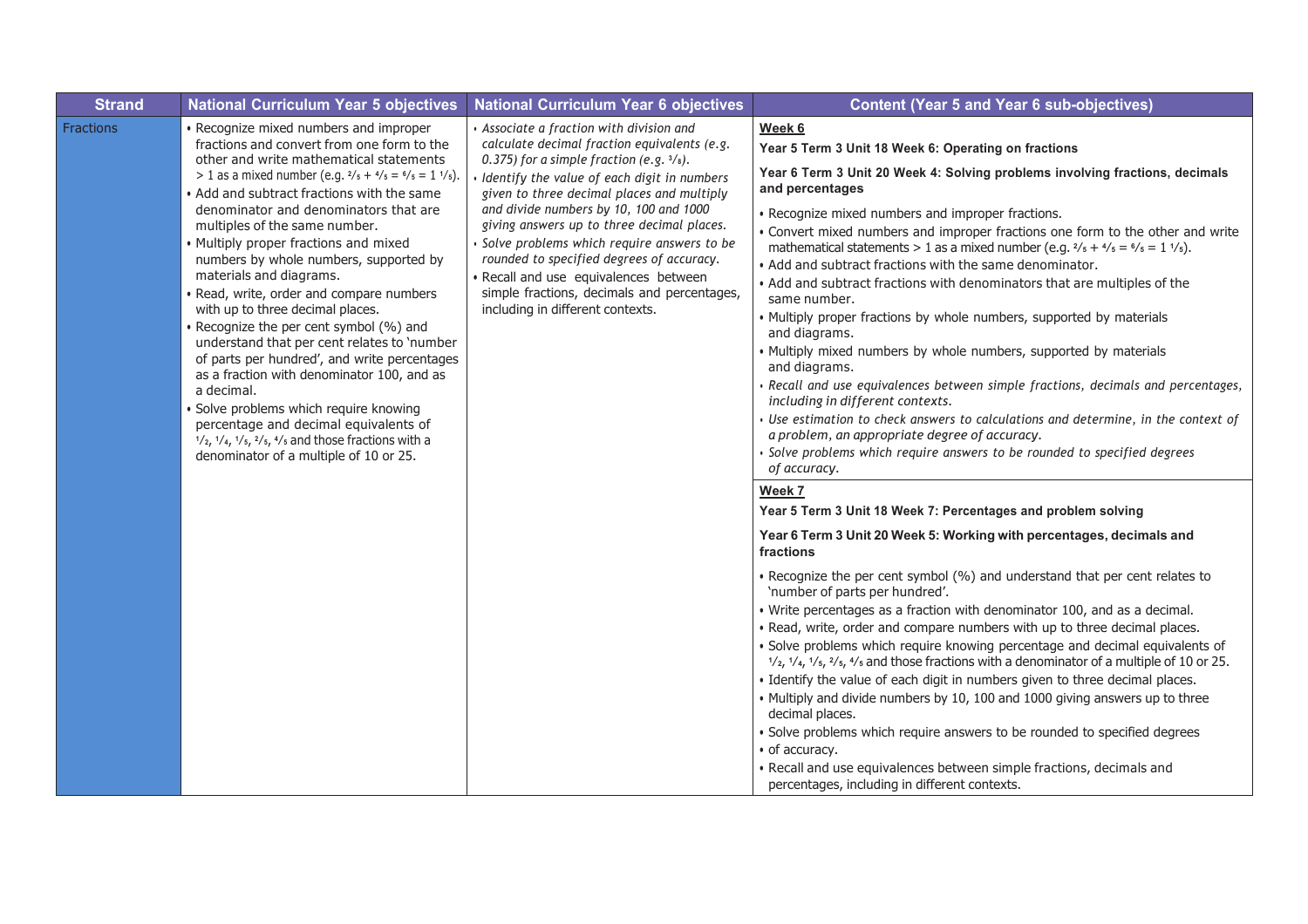| Strand | National Curriculum Year 5 objectives | National Curriculum Year 6 objectives | Content (Year 5 and Year 6 sub-objectives) |
|---|---|---|---|
| Fractions | • Recognize mixed numbers and improper fractions and convert from one form to the other and write mathematical statements > 1 as a mixed number (e.g. $\frac{2}{5} + \frac{4}{5} = \frac{6}{5} = 1\frac{1}{5}$).<br>• Add and subtract fractions with the same denominator and denominators that are multiples of the same number.<br>• Multiply proper fractions and mixed numbers by whole numbers, supported by materials and diagrams.<br>• Read, write, order and compare numbers with up to three decimal places.<br>• Recognize the per cent symbol (%) and understand that per cent relates to 'number of parts per hundred', and write percentages as a fraction with denominator 100, and as a decimal.<br>• Solve problems which require knowing percentage and decimal equivalents of $\frac{1}{2}$, $\frac{1}{4}$, $\frac{1}{5}$, $\frac{2}{5}$, $\frac{4}{5}$ and those fractions with a denominator of a multiple of 10 or 25. | • *Associate a fraction with division and calculate decimal fraction equivalents (e.g. 0.375) for a simple fraction (e.g. $\frac{3}{8}$).*<br>• *Identify the value of each digit in numbers given to three decimal places and multiply and divide numbers by 10, 100 and 1000 giving answers up to three decimal places.*<br>• *Solve problems which require answers to be rounded to specified degrees of accuracy.*<br>• Recall and use equivalences between simple fractions, decimals and percentages, including in different contexts. | **Week 6**<br>**Year 5 Term 3 Unit 18 Week 6: Operating on fractions**<br>**Year 6 Term 3 Unit 20 Week 4: Solving problems involving fractions, decimals and percentages**<br>• Recognize mixed numbers and improper fractions.<br>• Convert mixed numbers and improper fractions one form to the other and write mathematical statements > 1 as a mixed number (e.g. $\frac{2}{5} + \frac{4}{5} = \frac{6}{5} = 1\frac{1}{5}$).<br>• Add and subtract fractions with the same denominator.<br>• Add and subtract fractions with denominators that are multiples of the same number.<br>• Multiply proper fractions by whole numbers, supported by materials and diagrams.<br>• Multiply mixed numbers by whole numbers, supported by materials and diagrams.<br>• *Recall and use equivalences between simple fractions, decimals and percentages, including in different contexts.*<br>• *Use estimation to check answers to calculations and determine, in the context of a problem, an appropriate degree of accuracy.*<br>• *Solve problems which require answers to be rounded to specified degrees of accuracy.* |
| | | | **Week 7**<br>**Year 5 Term 3 Unit 18 Week 7: Percentages and problem solving**<br>**Year 6 Term 3 Unit 20 Week 5: Working with percentages, decimals and fractions**<br>• Recognize the per cent symbol (%) and understand that per cent relates to 'number of parts per hundred'.<br>• Write percentages as a fraction with denominator 100, and as a decimal.<br>• Read, write, order and compare numbers with up to three decimal places.<br>• Solve problems which require knowing percentage and decimal equivalents of $\frac{1}{2}$, $\frac{1}{4}$, $\frac{1}{5}$, $\frac{2}{5}$, $\frac{4}{5}$ and those fractions with a denominator of a multiple of 10 or 25.<br>• Identify the value of each digit in numbers given to three decimal places.<br>• Multiply and divide numbers by 10, 100 and 1000 giving answers up to three decimal places.<br>• Solve problems which require answers to be rounded to specified degrees<br>• of accuracy.<br>• Recall and use equivalences between simple fractions, decimals and percentages, including in different contexts. |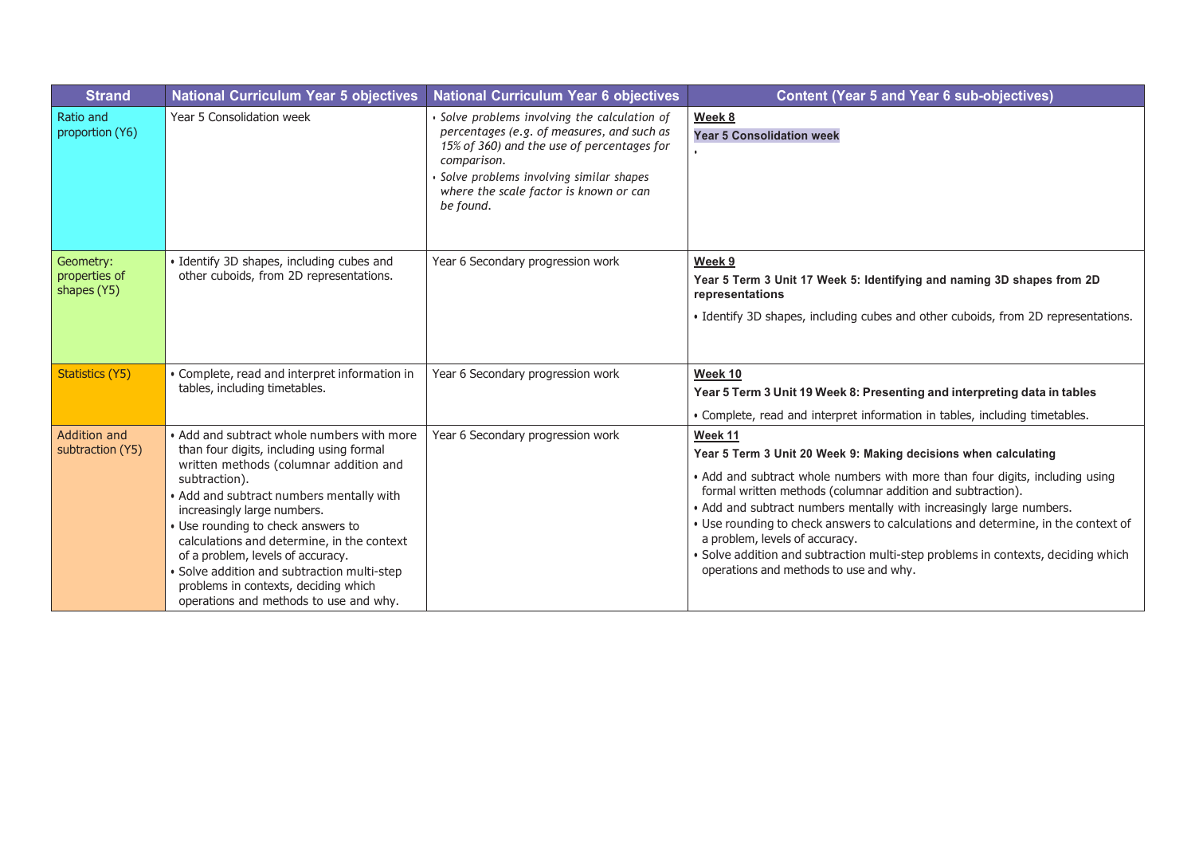| Strand | National Curriculum Year 5 objectives | National Curriculum Year 6 objectives | Content (Year 5 and Year 6 sub-objectives) |
|---|---|---|---|
| Ratio and proportion (Y6) | Year 5 Consolidation week | • *Solve problems involving the calculation of percentages (e.g. of measures, and such as 15% of 360) and the use of percentages for comparison.*<br>• *Solve problems involving similar shapes where the scale factor is known or can be found.* | **Week 8**<br>**Year 5 Consolidation week**<br>• |
| Geometry: properties of shapes (Y5) | • Identify 3D shapes, including cubes and other cuboids, from 2D representations. | Year 6 Secondary progression work | **Week 9**<br>**Year 5 Term 3 Unit 17 Week 5: Identifying and naming 3D shapes from 2D representations**<br>• Identify 3D shapes, including cubes and other cuboids, from 2D representations. |
| Statistics (Y5) | • Complete, read and interpret information in tables, including timetables. | Year 6 Secondary progression work | **Week 10**<br>**Year 5 Term 3 Unit 19 Week 8: Presenting and interpreting data in tables**<br>• Complete, read and interpret information in tables, including timetables. |
| Addition and subtraction (Y5) | • Add and subtract whole numbers with more than four digits, including using formal written methods (columnar addition and subtraction).<br>• Add and subtract numbers mentally with increasingly large numbers.<br>• Use rounding to check answers to calculations and determine, in the context of a problem, levels of accuracy.<br>• Solve addition and subtraction multi-step problems in contexts, deciding which operations and methods to use and why. | Year 6 Secondary progression work | **Week 11**<br>**Year 5 Term 3 Unit 20 Week 9: Making decisions when calculating**<br>• Add and subtract whole numbers with more than four digits, including using formal written methods (columnar addition and subtraction).<br>• Add and subtract numbers mentally with increasingly large numbers.<br>• Use rounding to check answers to calculations and determine, in the context of a problem, levels of accuracy.<br>• Solve addition and subtraction multi-step problems in contexts, deciding which operations and methods to use and why. |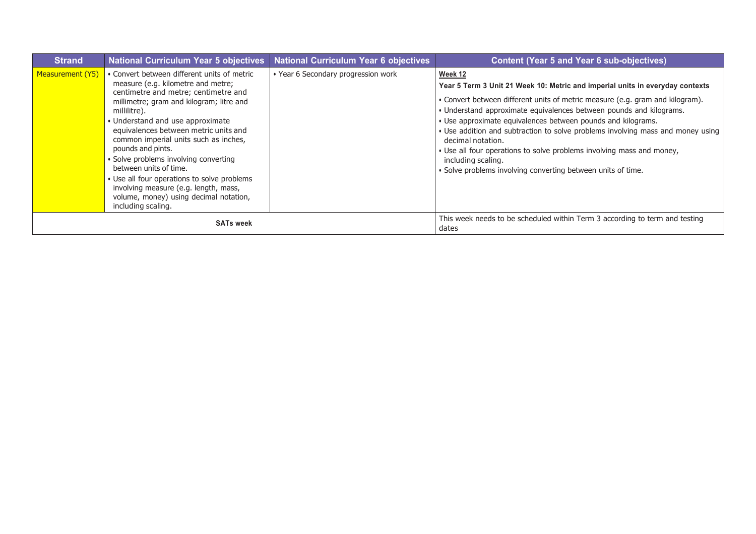| Strand | National Curriculum Year 5 objectives | National Curriculum Year 6 objectives | Content (Year 5 and Year 6 sub-objectives) |
| --- | --- | --- | --- |
| Measurement (Y5) | • Convert between different units of metric measure (e.g. kilometre and metre; centimetre and metre; centimetre and millimetre; gram and kilogram; litre and millilitre).<br>• Understand and use approximate equivalences between metric units and common imperial units such as inches, pounds and pints.<br>• Solve problems involving converting between units of time.<br>• Use all four operations to solve problems involving measure (e.g. length, mass, volume, money) using decimal notation, including scaling. | • Year 6 Secondary progression work | <u>**Week 12**</u><br>**Year 5 Term 3 Unit 21 Week 10: Metric and imperial units in everyday contexts**<br>• Convert between different units of metric measure (e.g. gram and kilogram).<br>• Understand approximate equivalences between pounds and kilograms.<br>• Use approximate equivalences between pounds and kilograms.<br>• Use addition and subtraction to solve problems involving mass and money using decimal notation.<br>• Use all four operations to solve problems involving mass and money, including scaling.<br>• Solve problems involving converting between units of time. |
| **SATs week** | | | This week needs to be scheduled within Term 3 according to term and testing dates |